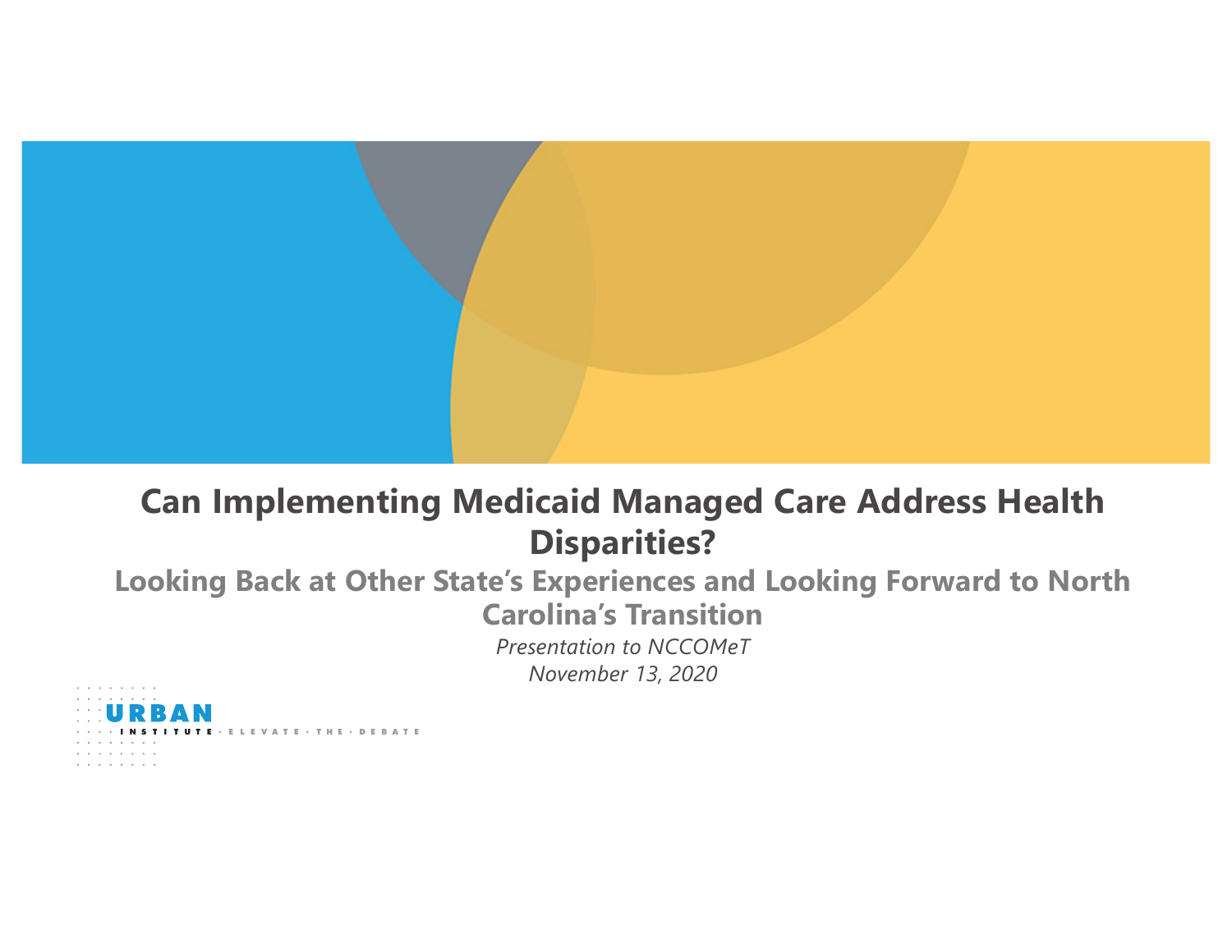# Can Implementing Medicaid Managed Care Address Health Disparities?

## Looking Back at Other State's Experiences and Looking Forward to North Carolina's Transition

*Presentation to NCCOMeT*

*November 13, 2020*

URBAN INSTITUTE · ELEVATE · THE · DEBATE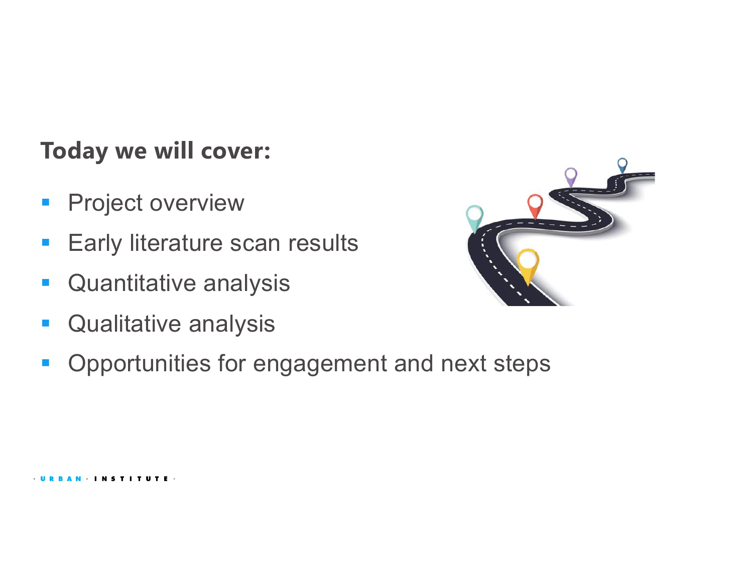**Today we will cover:**

- Project overview
- Early literature scan results
- Quantitative analysis
- Qualitative analysis
- Opportunities for engagement and next steps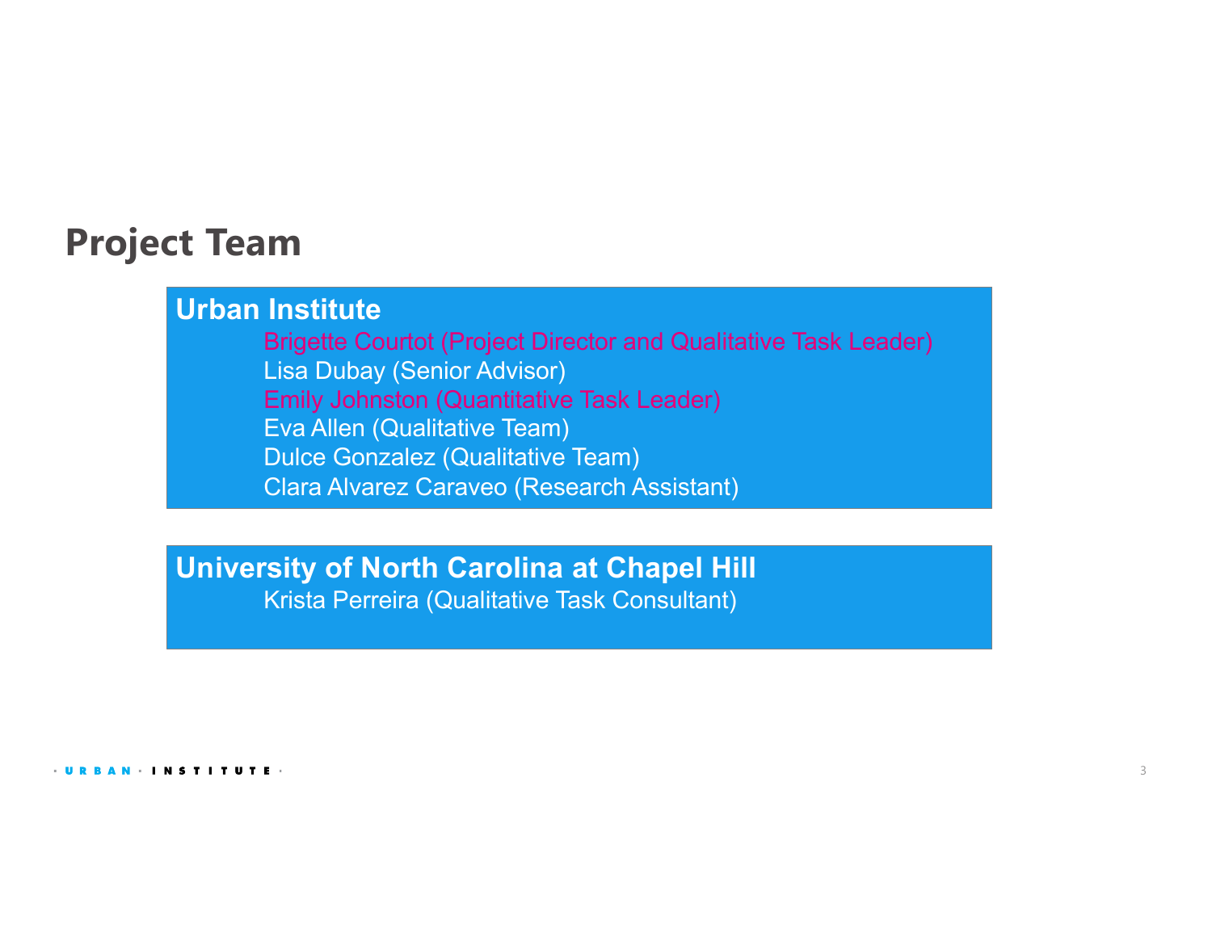# Project Team

**Urban Institute**

- Brigette Courtot (Project Director and Qualitative Task Leader)
- Lisa Dubay (Senior Advisor)
- Emily Johnston (Quantitative Task Leader)
- Eva Allen (Qualitative Team)
- Dulce Gonzalez (Qualitative Team)
- Clara Alvarez Caraveo (Research Assistant)

**University of North Carolina at Chapel Hill**

- Krista Perreira (Qualitative Task Consultant)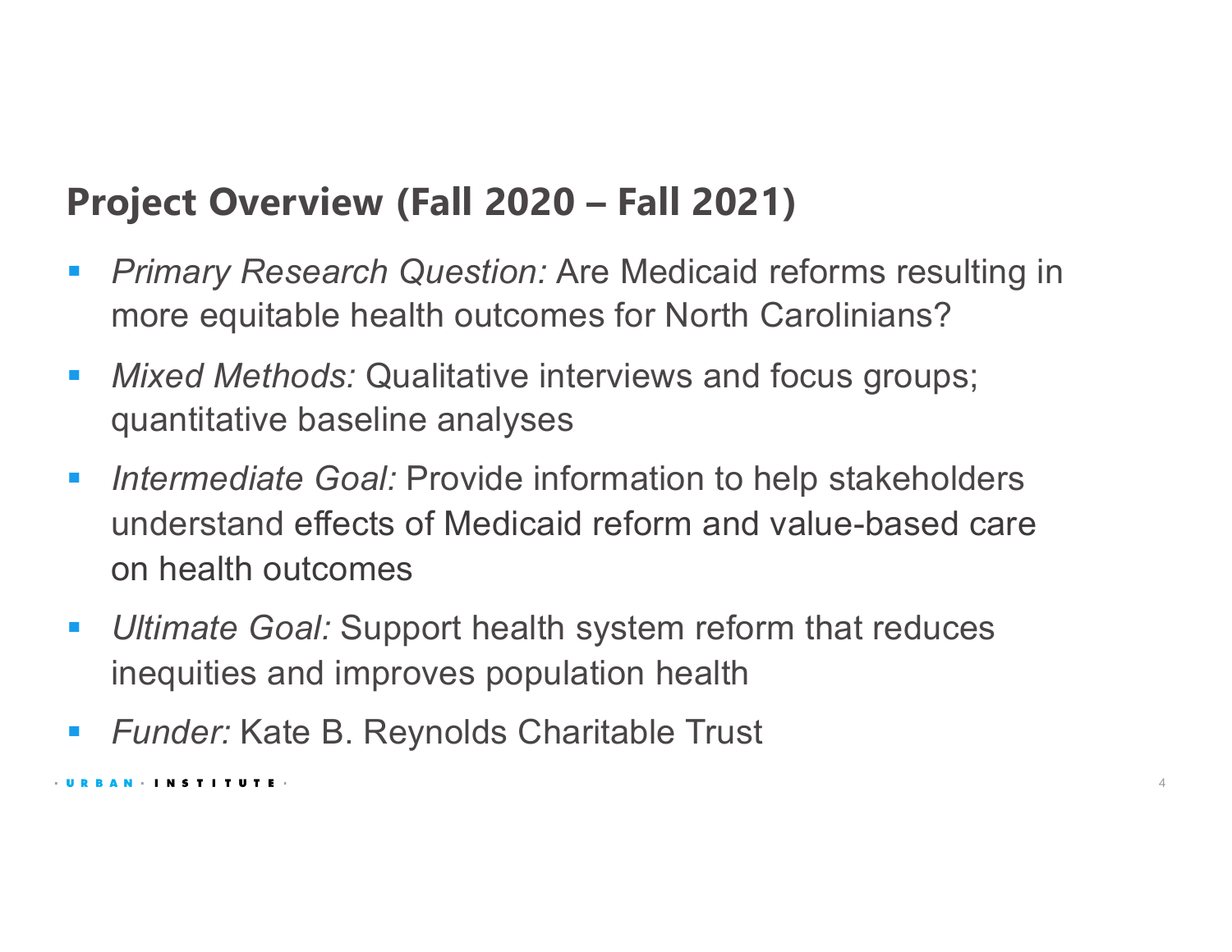## Project Overview (Fall 2020 – Fall 2021)

- *Primary Research Question:* Are Medicaid reforms resulting in more equitable health outcomes for North Carolinians?
- *Mixed Methods:* Qualitative interviews and focus groups; quantitative baseline analyses
- *Intermediate Goal:* Provide information to help stakeholders understand effects of Medicaid reform and value-based care on health outcomes
- *Ultimate Goal:* Support health system reform that reduces inequities and improves population health
- *Funder:* Kate B. Reynolds Charitable Trust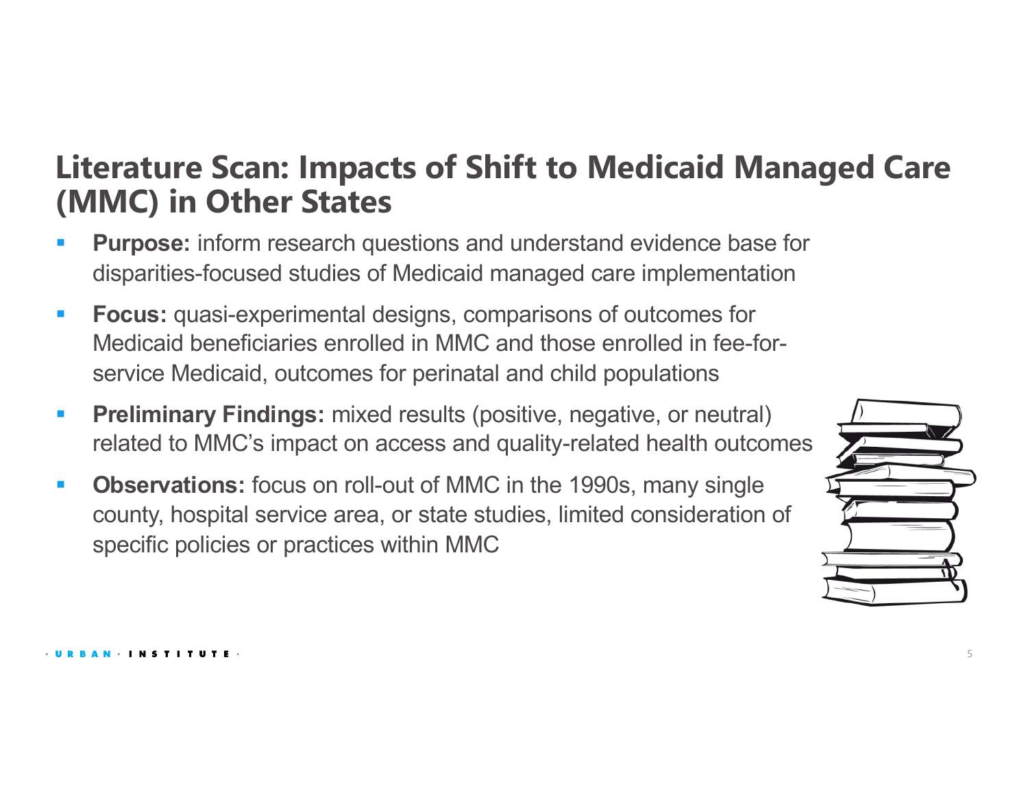# Literature Scan: Impacts of Shift to Medicaid Managed Care (MMC) in Other States

- **Purpose:** inform research questions and understand evidence base for disparities-focused studies of Medicaid managed care implementation
- **Focus:** quasi-experimental designs, comparisons of outcomes for Medicaid beneficiaries enrolled in MMC and those enrolled in fee-for-service Medicaid, outcomes for perinatal and child populations
- **Preliminary Findings:** mixed results (positive, negative, or neutral) related to MMC's impact on access and quality-related health outcomes
- **Observations:** focus on roll-out of MMC in the 1990s, many single county, hospital service area, or state studies, limited consideration of specific policies or practices within MMC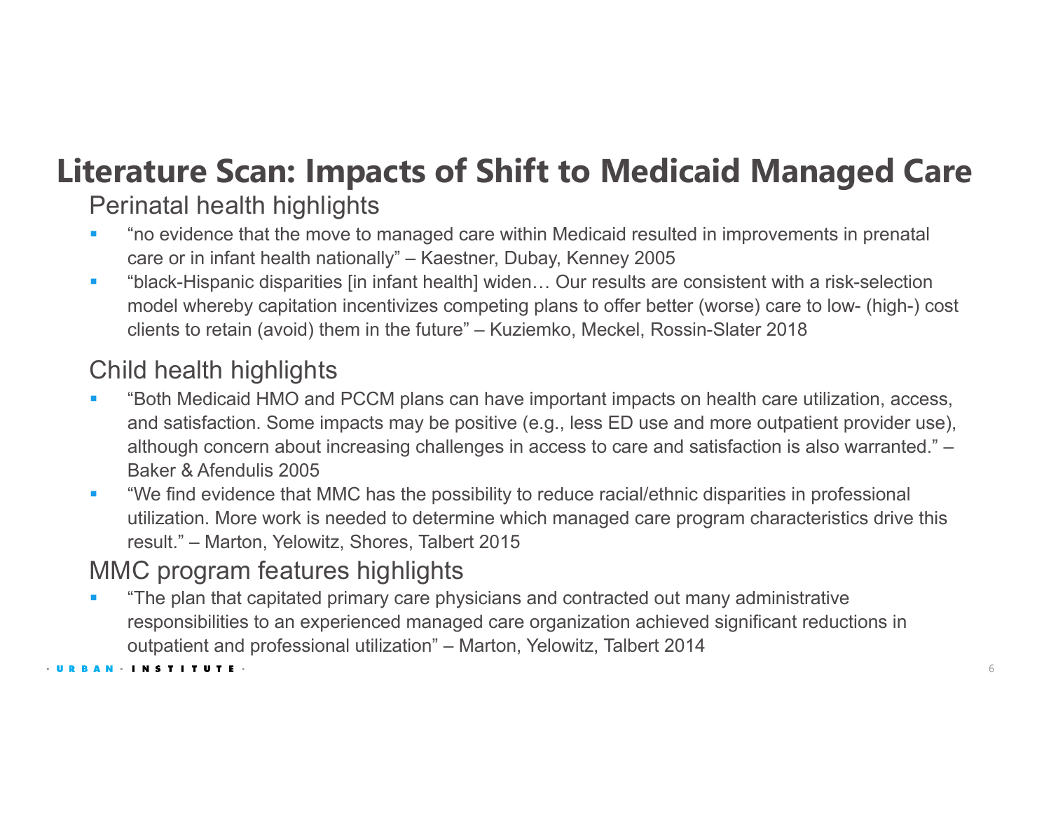# Literature Scan: Impacts of Shift to Medicaid Managed Care

## Perinatal health highlights

- “no evidence that the move to managed care within Medicaid resulted in improvements in prenatal care or in infant health nationally” – Kaestner, Dubay, Kenney 2005
- “black-Hispanic disparities [in infant health] widen… Our results are consistent with a risk-selection model whereby capitation incentivizes competing plans to offer better (worse) care to low- (high-) cost clients to retain (avoid) them in the future” – Kuziemko, Meckel, Rossin-Slater 2018

## Child health highlights

- “Both Medicaid HMO and PCCM plans can have important impacts on health care utilization, access, and satisfaction. Some impacts may be positive (e.g., less ED use and more outpatient provider use), although concern about increasing challenges in access to care and satisfaction is also warranted.” – Baker & Afendulis 2005
- “We find evidence that MMC has the possibility to reduce racial/ethnic disparities in professional utilization. More work is needed to determine which managed care program characteristics drive this result.” – Marton, Yelowitz, Shores, Talbert 2015

## MMC program features highlights

- “The plan that capitated primary care physicians and contracted out many administrative responsibilities to an experienced managed care organization achieved significant reductions in outpatient and professional utilization” – Marton, Yelowitz, Talbert 2014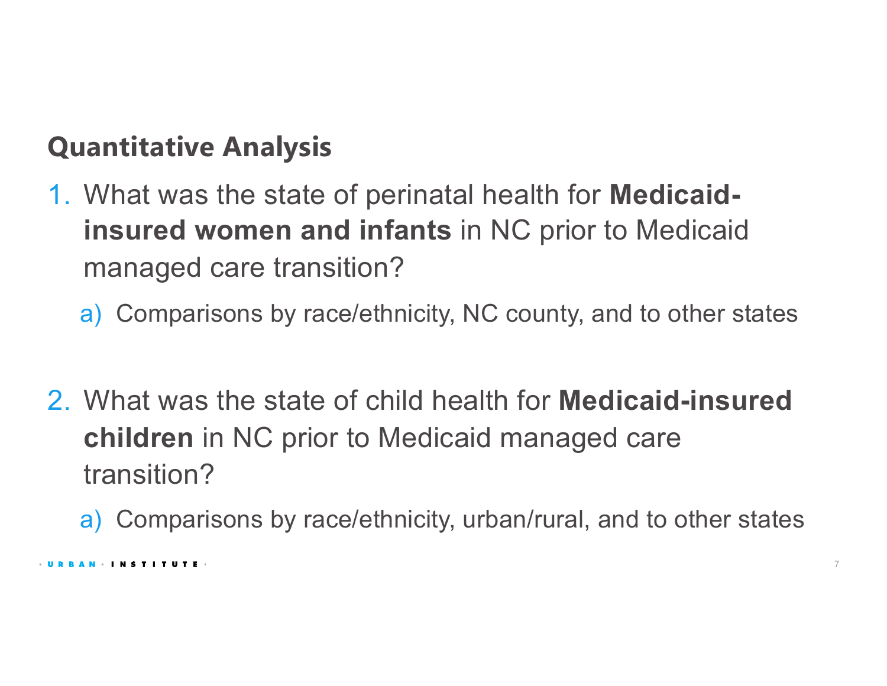## Quantitative Analysis

1. What was the state of perinatal health for **Medicaid-insured women and infants** in NC prior to Medicaid managed care transition?
   a) Comparisons by race/ethnicity, NC county, and to other states

2. What was the state of child health for **Medicaid-insured children** in NC prior to Medicaid managed care transition?
   a) Comparisons by race/ethnicity, urban/rural, and to other states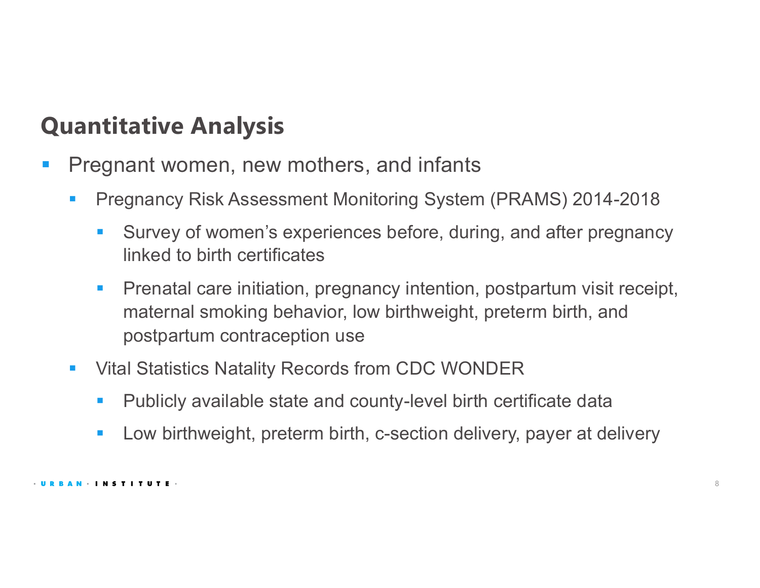## Quantitative Analysis

- Pregnant women, new mothers, and infants
  - Pregnancy Risk Assessment Monitoring System (PRAMS) 2014-2018
    - Survey of women's experiences before, during, and after pregnancy linked to birth certificates
    - Prenatal care initiation, pregnancy intention, postpartum visit receipt, maternal smoking behavior, low birthweight, preterm birth, and postpartum contraception use
  - Vital Statistics Natality Records from CDC WONDER
    - Publicly available state and county-level birth certificate data
    - Low birthweight, preterm birth, c-section delivery, payer at delivery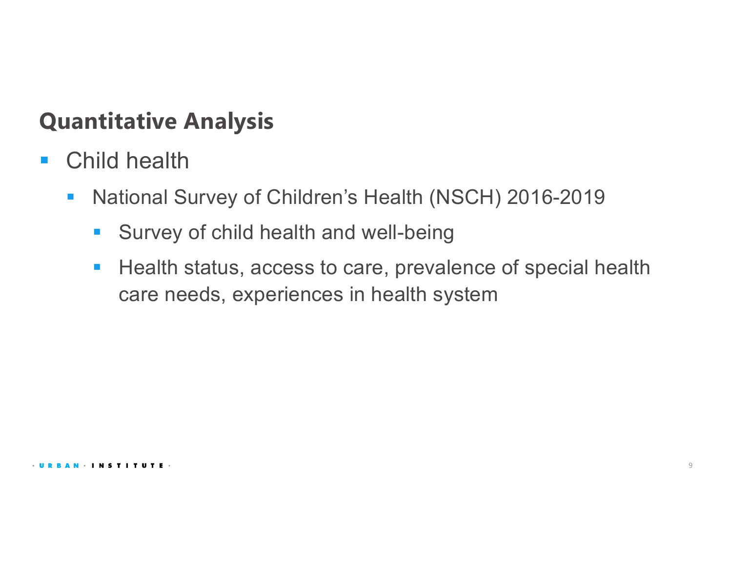## Quantitative Analysis

- Child health
  - National Survey of Children's Health (NSCH) 2016-2019
    - Survey of child health and well-being
    - Health status, access to care, prevalence of special health care needs, experiences in health system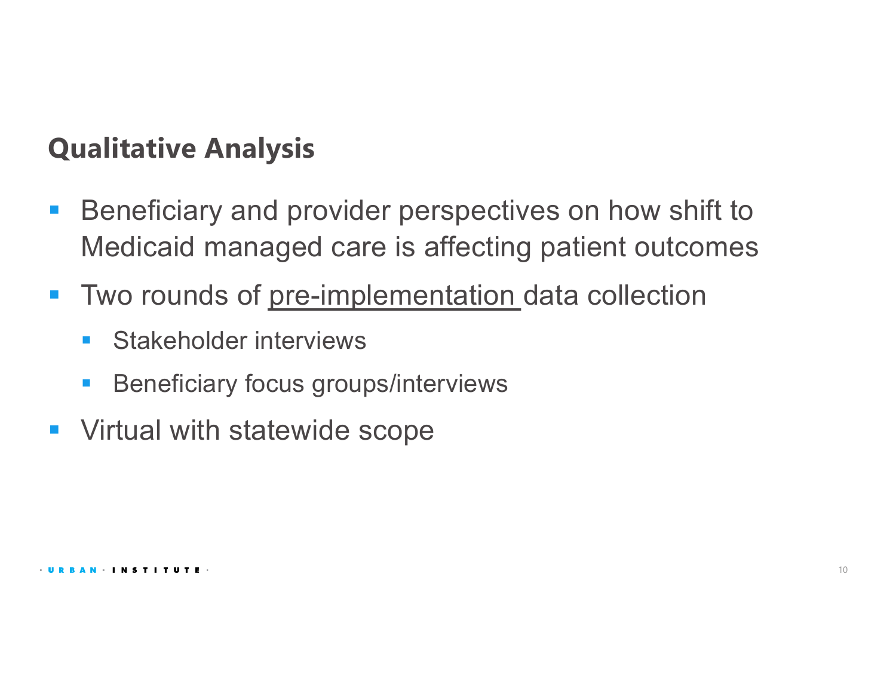## Qualitative Analysis

- Beneficiary and provider perspectives on how shift to Medicaid managed care is affecting patient outcomes
- Two rounds of <u>pre-implementation</u> data collection
  - Stakeholder interviews
  - Beneficiary focus groups/interviews
- Virtual with statewide scope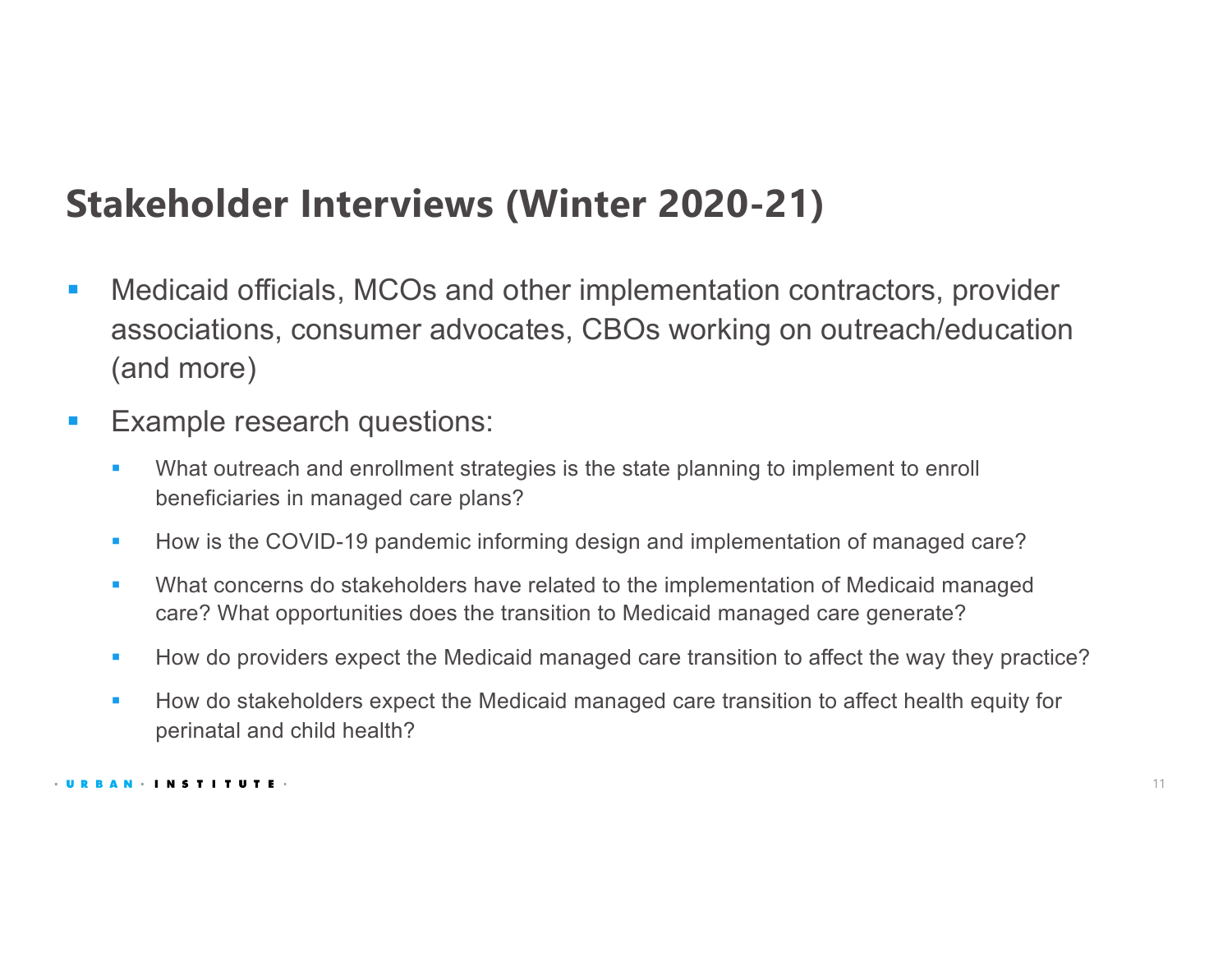# Stakeholder Interviews (Winter 2020-21)

- Medicaid officials, MCOs and other implementation contractors, provider associations, consumer advocates, CBOs working on outreach/education (and more)
- Example research questions:
  - What outreach and enrollment strategies is the state planning to implement to enroll beneficiaries in managed care plans?
  - How is the COVID-19 pandemic informing design and implementation of managed care?
  - What concerns do stakeholders have related to the implementation of Medicaid managed care? What opportunities does the transition to Medicaid managed care generate?
  - How do providers expect the Medicaid managed care transition to affect the way they practice?
  - How do stakeholders expect the Medicaid managed care transition to affect health equity for perinatal and child health?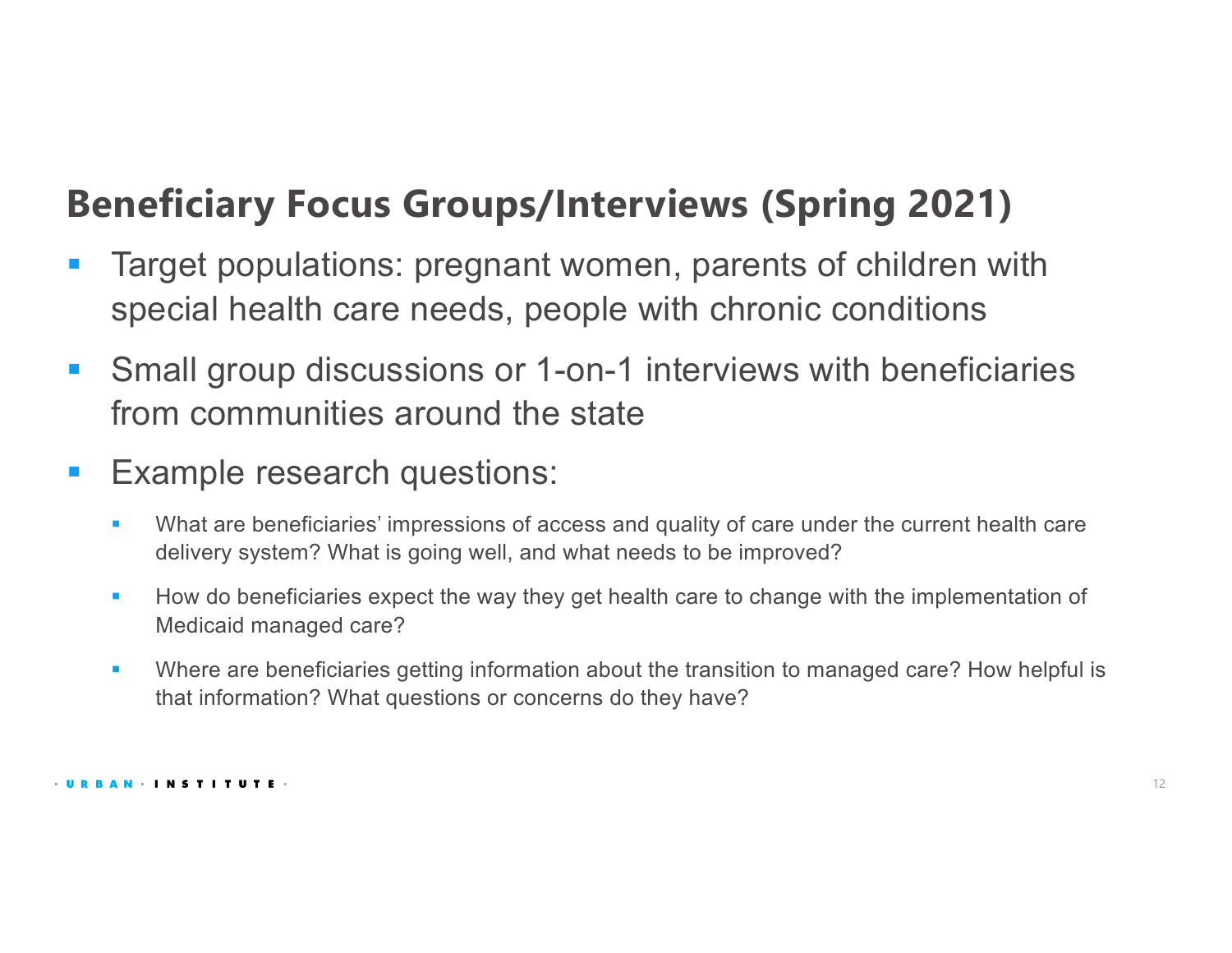## Beneficiary Focus Groups/Interviews (Spring 2021)

- Target populations: pregnant women, parents of children with special health care needs, people with chronic conditions
- Small group discussions or 1-on-1 interviews with beneficiaries from communities around the state
- Example research questions:
  - What are beneficiaries' impressions of access and quality of care under the current health care delivery system? What is going well, and what needs to be improved?
  - How do beneficiaries expect the way they get health care to change with the implementation of Medicaid managed care?
  - Where are beneficiaries getting information about the transition to managed care? How helpful is that information? What questions or concerns do they have?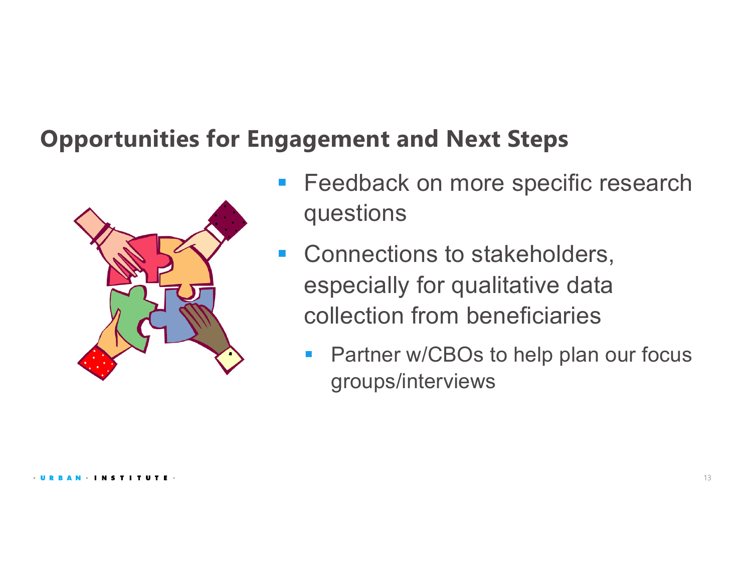## Opportunities for Engagement and Next Steps

- Feedback on more specific research questions
- Connections to stakeholders, especially for qualitative data collection from beneficiaries
  - Partner w/CBOs to help plan our focus groups/interviews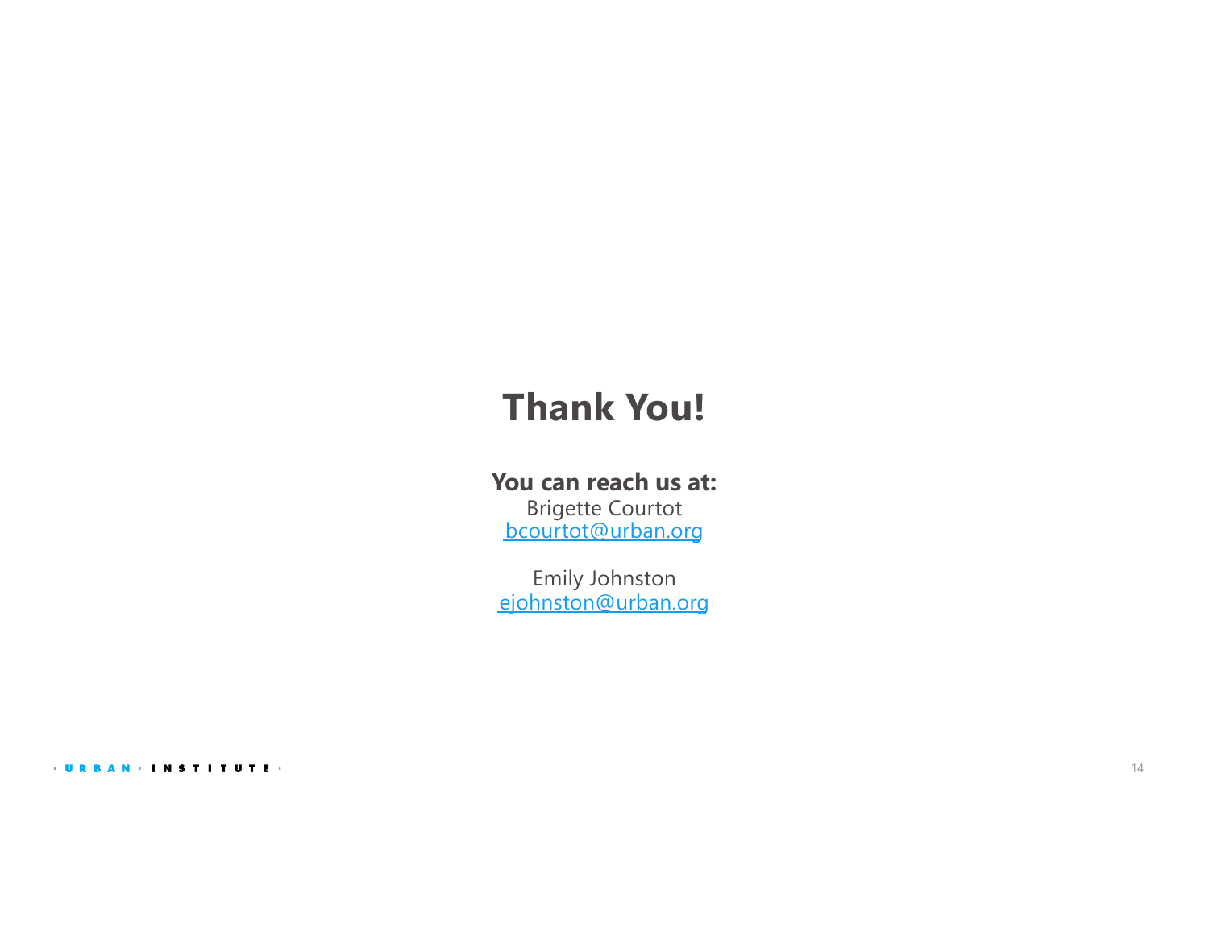# Thank You!

**You can reach us at:**

Brigette Courtot

bcourtot@urban.org

Emily Johnston

ejohnston@urban.org